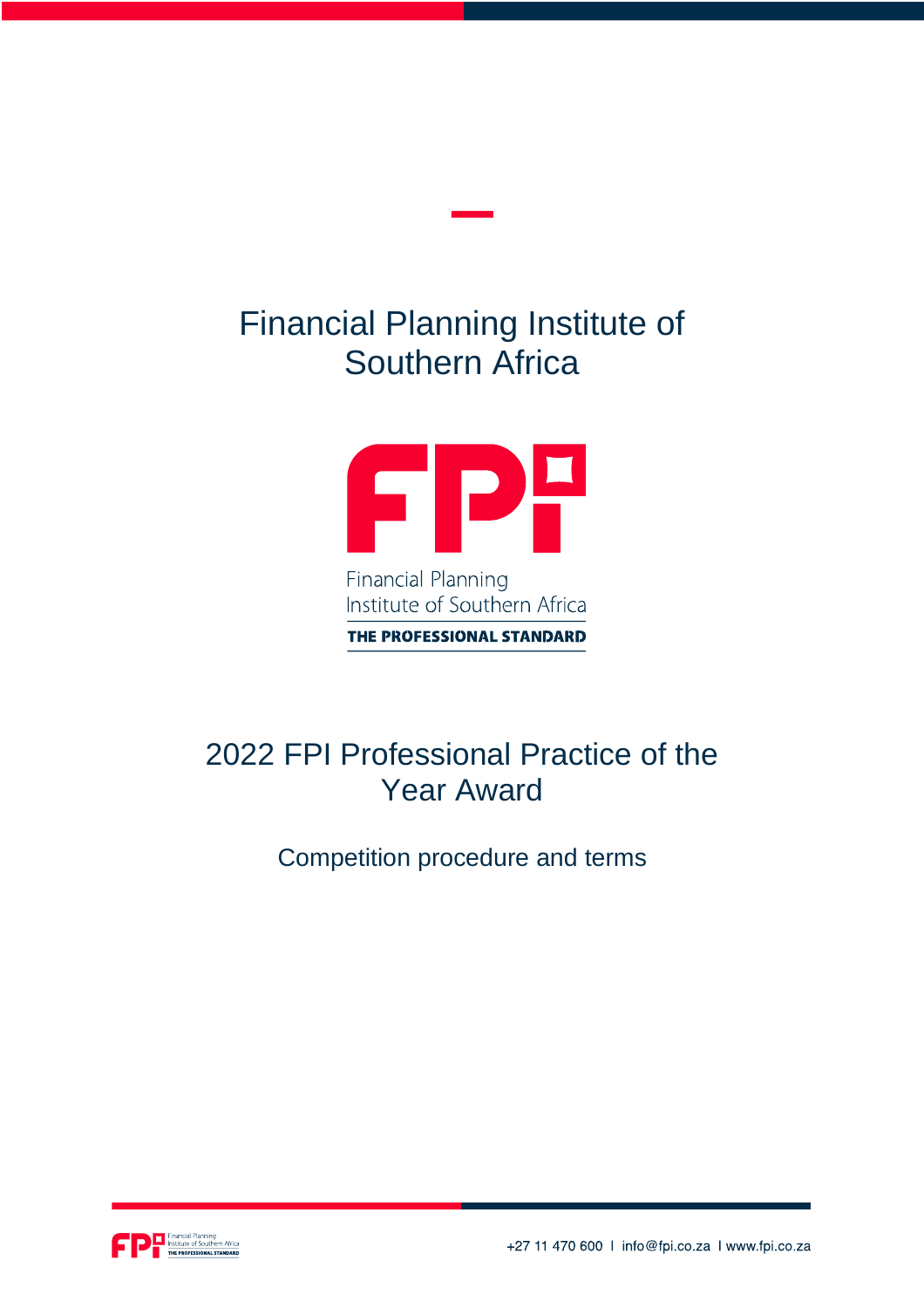# Financial Planning Institute of Southern Africa

Financial Planning Institute of Southern Africa

THE PROFESSIONAL STANDARD

## 2022 FPI Professional Practice of the Year Award

Competition procedure and terms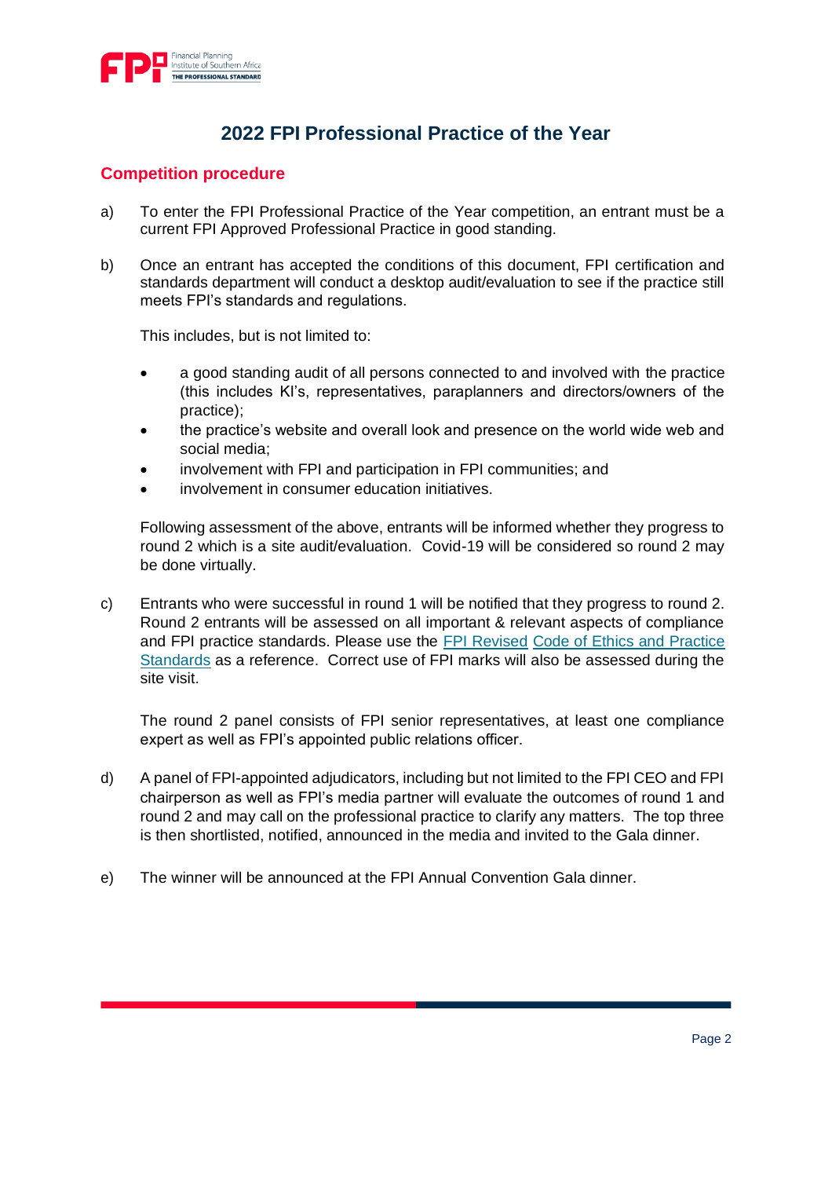# 2022 FPI Professional Practice of the Year

## Competition procedure

a) To enter the FPI Professional Practice of the Year competition, an entrant must be a current FPI Approved Professional Practice in good standing.

b) Once an entrant has accepted the conditions of this document, FPI certification and standards department will conduct a desktop audit/evaluation to see if the practice still meets FPI's standards and regulations.

   This includes, but is not limited to:

   - a good standing audit of all persons connected to and involved with the practice (this includes KI's, representatives, paraplanners and directors/owners of the practice);
   - the practice's website and overall look and presence on the world wide web and social media;
   - involvement with FPI and participation in FPI communities; and
   - involvement in consumer education initiatives.

   Following assessment of the above, entrants will be informed whether they progress to round 2 which is a site audit/evaluation. Covid-19 will be considered so round 2 may be done virtually.

c) Entrants who were successful in round 1 will be notified that they progress to round 2. Round 2 entrants will be assessed on all important & relevant aspects of compliance and FPI practice standards. Please use the FPI Revised Code of Ethics and Practice Standards as a reference. Correct use of FPI marks will also be assessed during the site visit.

   The round 2 panel consists of FPI senior representatives, at least one compliance expert as well as FPI's appointed public relations officer.

d) A panel of FPI-appointed adjudicators, including but not limited to the FPI CEO and FPI chairperson as well as FPI's media partner will evaluate the outcomes of round 1 and round 2 and may call on the professional practice to clarify any matters. The top three is then shortlisted, notified, announced in the media and invited to the Gala dinner.

e) The winner will be announced at the FPI Annual Convention Gala dinner.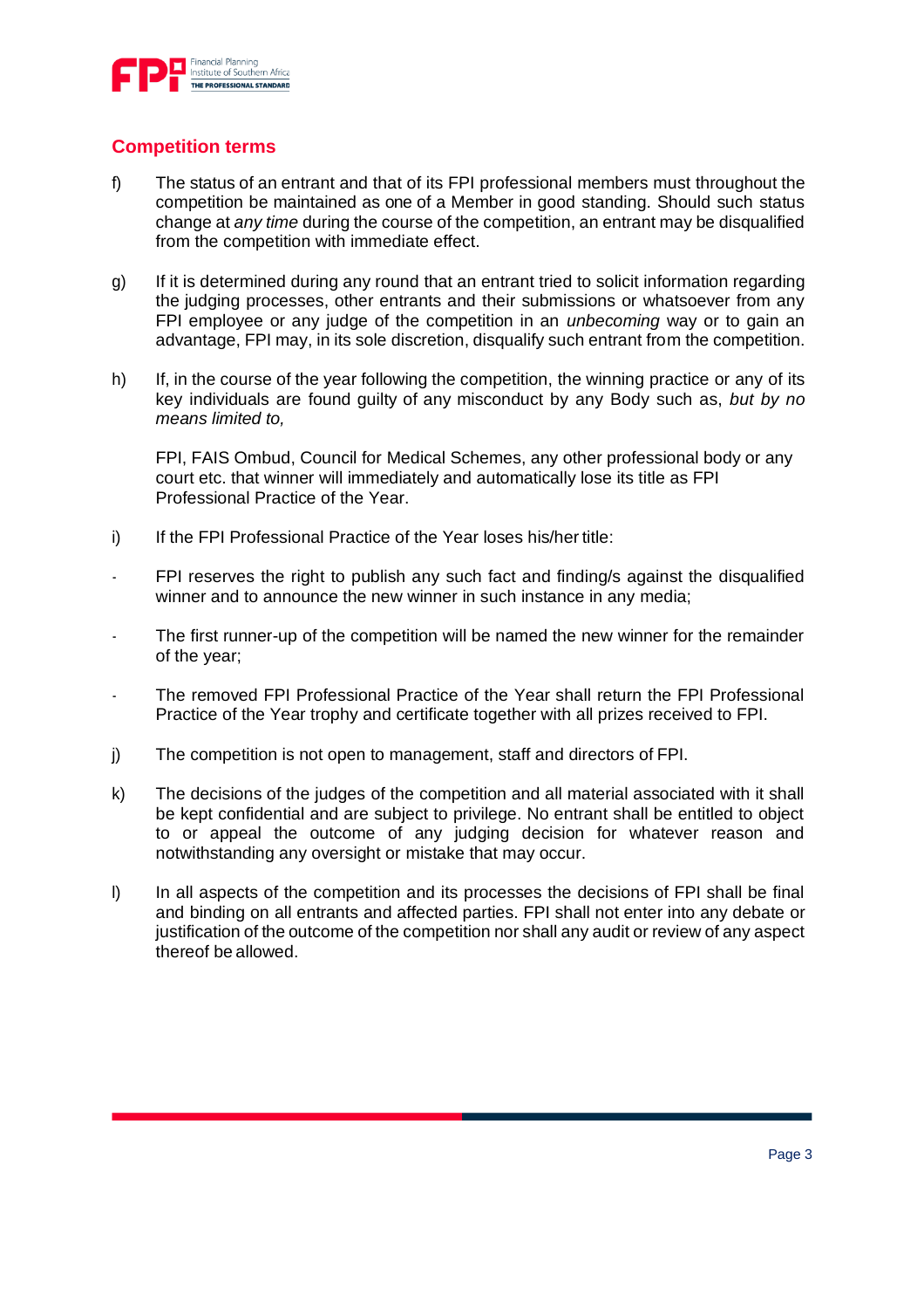## Competition terms

f) The status of an entrant and that of its FPI professional members must throughout the competition be maintained as one of a Member in good standing. Should such status change at *any time* during the course of the competition, an entrant may be disqualified from the competition with immediate effect.

g) If it is determined during any round that an entrant tried to solicit information regarding the judging processes, other entrants and their submissions or whatsoever from any FPI employee or any judge of the competition in an *unbecoming* way or to gain an advantage, FPI may, in its sole discretion, disqualify such entrant from the competition.

h) If, in the course of the year following the competition, the winning practice or any of its key individuals are found guilty of any misconduct by any Body such as, *but by no means limited to,*

FPI, FAIS Ombud, Council for Medical Schemes, any other professional body or any court etc. that winner will immediately and automatically lose its title as FPI Professional Practice of the Year.

i) If the FPI Professional Practice of the Year loses his/her title:

- FPI reserves the right to publish any such fact and finding/s against the disqualified winner and to announce the new winner in such instance in any media;
- The first runner-up of the competition will be named the new winner for the remainder of the year;
- The removed FPI Professional Practice of the Year shall return the FPI Professional Practice of the Year trophy and certificate together with all prizes received to FPI.

j) The competition is not open to management, staff and directors of FPI.

k) The decisions of the judges of the competition and all material associated with it shall be kept confidential and are subject to privilege. No entrant shall be entitled to object to or appeal the outcome of any judging decision for whatever reason and notwithstanding any oversight or mistake that may occur.

l) In all aspects of the competition and its processes the decisions of FPI shall be final and binding on all entrants and affected parties. FPI shall not enter into any debate or justification of the outcome of the competition nor shall any audit or review of any aspect thereof be allowed.